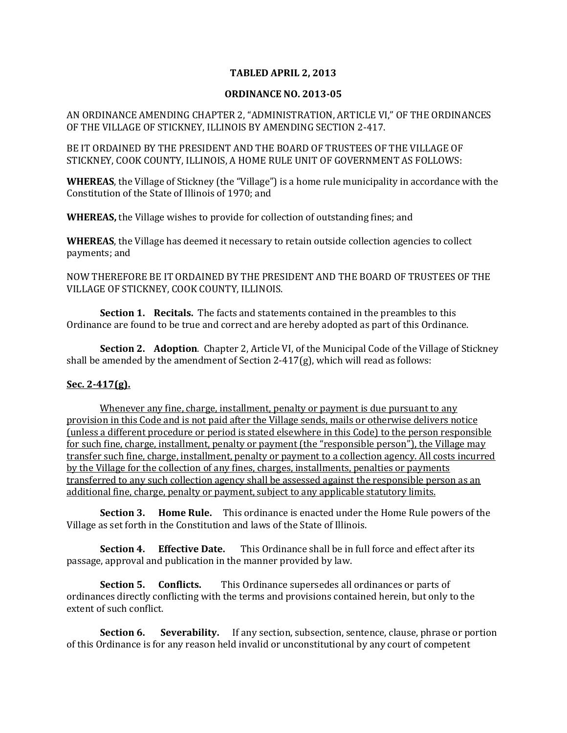**TABLED APRIL 2, 2013**

**ORDINANCE NO. 2013-05**

AN ORDINANCE AMENDING CHAPTER 2, "ADMINISTRATION, ARTICLE VI," OF THE ORDINANCES OF THE VILLAGE OF STICKNEY, ILLINOIS BY AMENDING SECTION 2-417.

BE IT ORDAINED BY THE PRESIDENT AND THE BOARD OF TRUSTEES OF THE VILLAGE OF STICKNEY, COOK COUNTY, ILLINOIS, A HOME RULE UNIT OF GOVERNMENT AS FOLLOWS:

**WHEREAS**, the Village of Stickney (the "Village") is a home rule municipality in accordance with the Constitution of the State of Illinois of 1970; and

**WHEREAS,** the Village wishes to provide for collection of outstanding fines; and

**WHEREAS**, the Village has deemed it necessary to retain outside collection agencies to collect payments; and

NOW THEREFORE BE IT ORDAINED BY THE PRESIDENT AND THE BOARD OF TRUSTEES OF THE VILLAGE OF STICKNEY, COOK COUNTY, ILLINOIS.

**Section 1. Recitals.** The facts and statements contained in the preambles to this Ordinance are found to be true and correct and are hereby adopted as part of this Ordinance.

**Section 2. Adoption**. Chapter 2, Article VI, of the Municipal Code of the Village of Stickney shall be amended by the amendment of Section 2-417(g), which will read as follows:

**<u>Sec. 2-417(g).</u>**

<u>Whenever any fine, charge, installment, penalty or payment is due pursuant to any provision in this Code and is not paid after the Village sends, mails or otherwise delivers notice (unless a different procedure or period is stated elsewhere in this Code) to the person responsible for such fine, charge, installment, penalty or payment (the "responsible person"), the Village may transfer such fine, charge, installment, penalty or payment to a collection agency. All costs incurred by the Village for the collection of any fines, charges, installments, penalties or payments transferred to any such collection agency shall be assessed against the responsible person as an additional fine, charge, penalty or payment, subject to any applicable statutory limits.</u>

**Section 3. Home Rule.** This ordinance is enacted under the Home Rule powers of the Village as set forth in the Constitution and laws of the State of Illinois.

**Section 4. Effective Date.** This Ordinance shall be in full force and effect after its passage, approval and publication in the manner provided by law.

**Section 5. Conflicts.** This Ordinance supersedes all ordinances or parts of ordinances directly conflicting with the terms and provisions contained herein, but only to the extent of such conflict.

**Section 6. Severability.** If any section, subsection, sentence, clause, phrase or portion of this Ordinance is for any reason held invalid or unconstitutional by any court of competent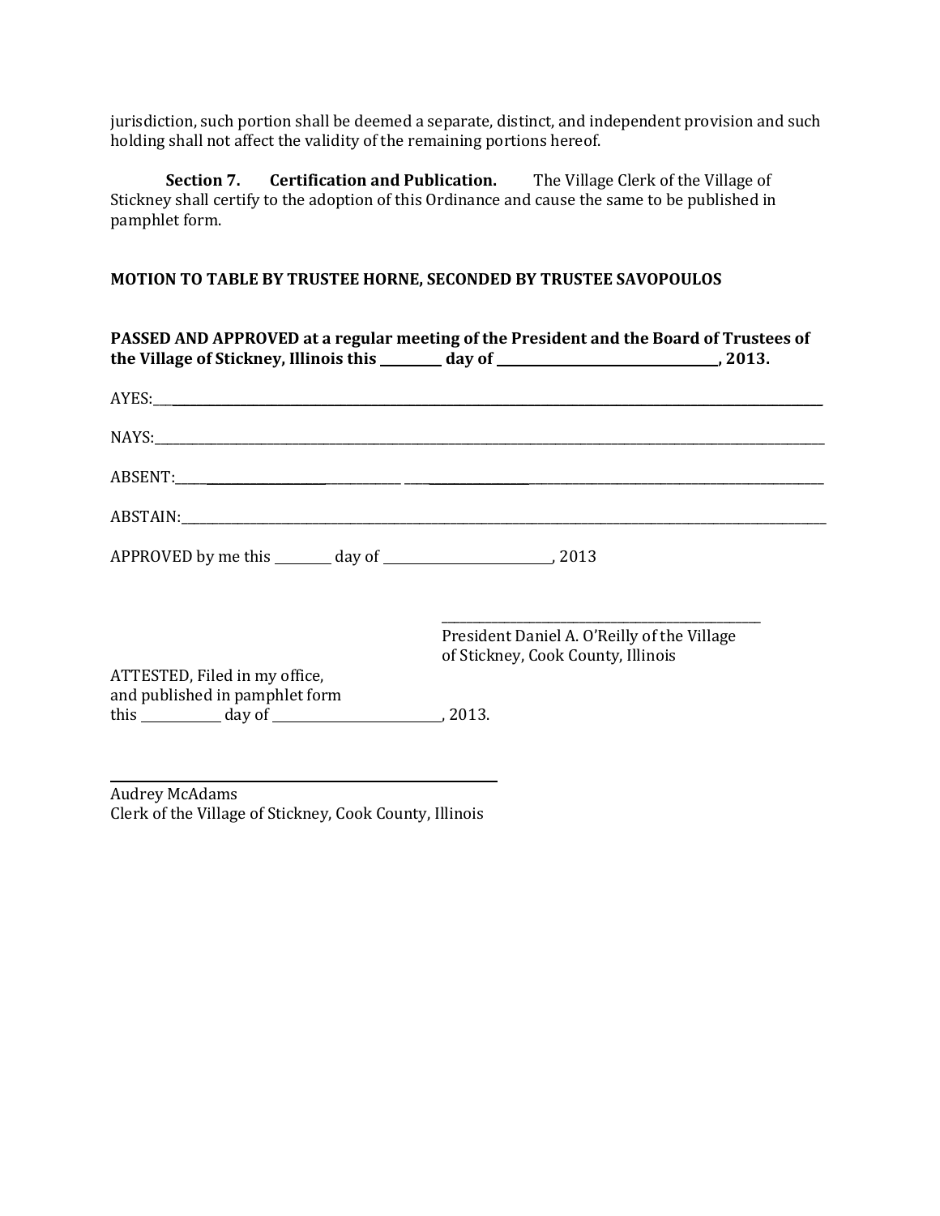jurisdiction, such portion shall be deemed a separate, distinct, and independent provision and such holding shall not affect the validity of the remaining portions hereof.

**Section 7. Certification and Publication.** The Village Clerk of the Village of Stickney shall certify to the adoption of this Ordinance and cause the same to be published in pamphlet form.

**MOTION TO TABLE BY TRUSTEE HORNE, SECONDED BY TRUSTEE SAVOPOULOS**

**PASSED AND APPROVED at a regular meeting of the President and the Board of Trustees of the Village of Stickney, Illinois this _________ day of ________________________________, 2013.**

AYES:_______________________________________________________________________________

NAYS:_______________________________________________________________________________

ABSENT:_____________________________________________________________________________

ABSTAIN:____________________________________________________________________________

APPROVED by me this ________ day of ________________________, 2013

_____________________________________________
President Daniel A. O'Reilly of the Village of Stickney, Cook County, Illinois

ATTESTED, Filed in my office,
and published in pamphlet form
this ___________ day of ________________________, 2013.

_____________________________________________
Audrey McAdams
Clerk of the Village of Stickney, Cook County, Illinois